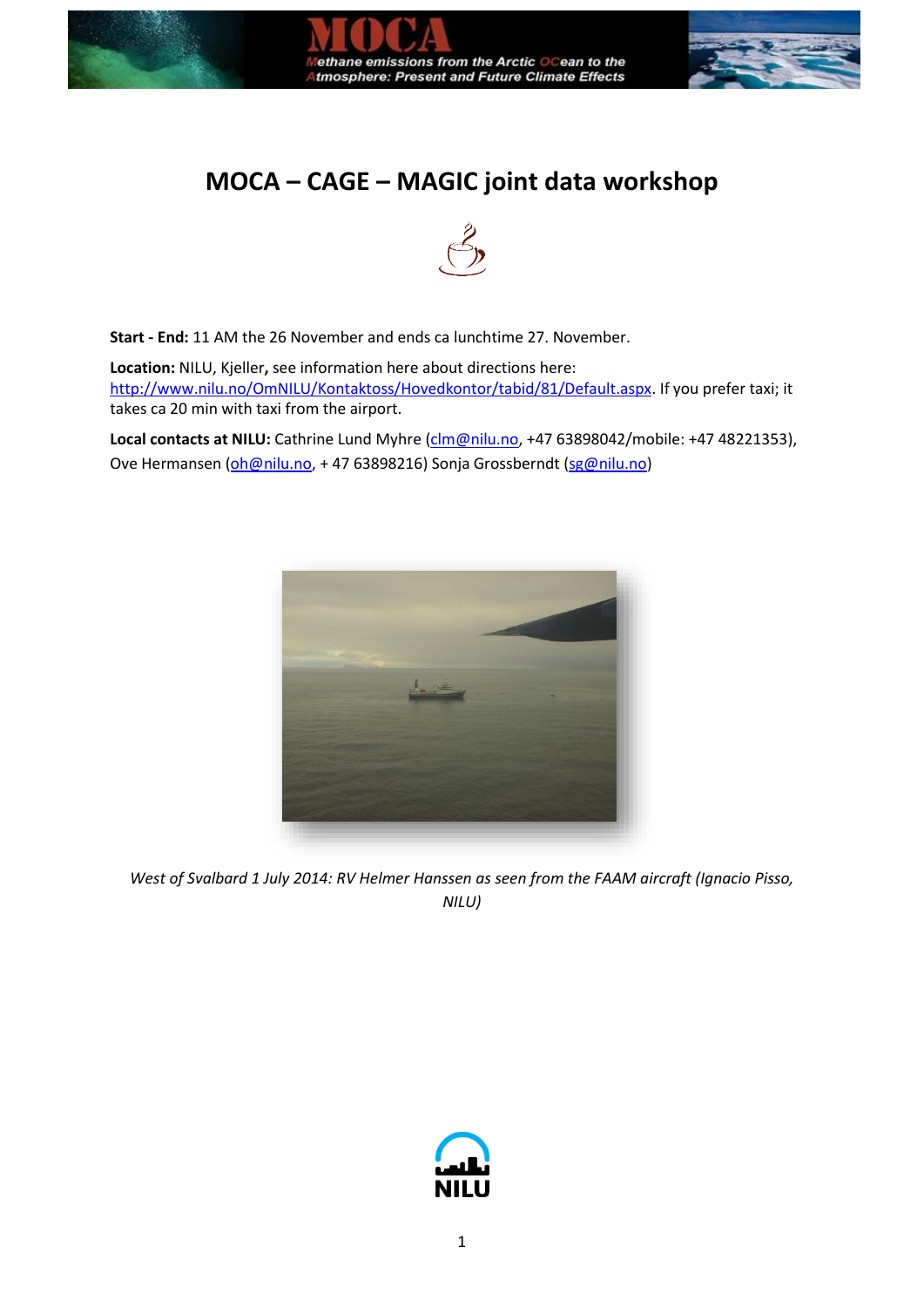# MOCA – CAGE – MAGIC joint data workshop

**Start - End:** 11 AM the 26 November and ends ca lunchtime 27. November.

**Location:** NILU, Kjeller**,** see information here about directions here: http://www.nilu.no/OmNILU/Kontaktoss/Hovedkontor/tabid/81/Default.aspx. If you prefer taxi; it takes ca 20 min with taxi from the airport.

**Local contacts at NILU:** Cathrine Lund Myhre (clm@nilu.no, +47 63898042/mobile: +47 48221353), Ove Hermansen (oh@nilu.no, + 47 63898216) Sonja Grossberndt (sg@nilu.no)

*West of Svalbard 1 July 2014: RV Helmer Hanssen as seen from the FAAM aircraft (Ignacio Pisso, NILU)*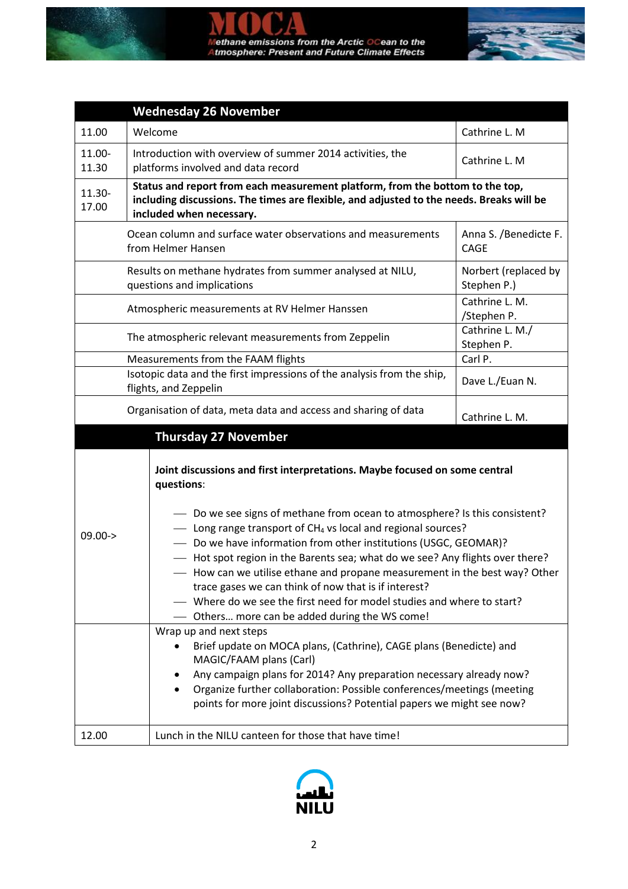| | Wednesday 26 November | |
|---|---|---|
| 11.00 | Welcome | Cathrine L. M |
| 11.00-11.30 | Introduction with overview of summer 2014 activities, the platforms involved and data record | Cathrine L. M |
| 11.30-17.00 | **Status and report from each measurement platform, from the bottom to the top, including discussions. The times are flexible, and adjusted to the needs. Breaks will be included when necessary.** | |
| | Ocean column and surface water observations and measurements from Helmer Hansen | Anna S. /Benedicte F. CAGE |
| | Results on methane hydrates from summer analysed at NILU, questions and implications | Norbert (replaced by Stephen P.) |
| | Atmospheric measurements at RV Helmer Hanssen | Cathrine L. M. /Stephen P. |
| | The atmospheric relevant measurements from Zeppelin | Cathrine L. M./ Stephen P. |
| | Measurements from the FAAM flights | Carl P. |
| | Isotopic data and the first impressions of the analysis from the ship, flights, and Zeppelin | Dave L./Euan N. |
| | Organisation of data, meta data and access and sharing of data | Cathrine L. M. |

| | Thursday 27 November |
|---|---|
| 09.00-> | **Joint discussions and first interpretations. Maybe focused on some central questions**:<br><br>— Do we see signs of methane from ocean to atmosphere? Is this consistent?<br>— Long range transport of $CH_4$ vs local and regional sources?<br>— Do we have information from other institutions (USGC, GEOMAR)?<br>— Hot spot region in the Barents sea; what do we see? Any flights over there?<br>— How can we utilise ethane and propane measurement in the best way? Other trace gases we can think of now that is if interest?<br>— Where do we see the first need for model studies and where to start?<br>— Others… more can be added during the WS come! |
| | Wrap up and next steps<br>• Brief update on MOCA plans, (Cathrine), CAGE plans (Benedicte) and MAGIC/FAAM plans (Carl)<br>• Any campaign plans for 2014? Any preparation necessary already now?<br>• Organize further collaboration: Possible conferences/meetings (meeting points for more joint discussions? Potential papers we might see now? |
| 12.00 | Lunch in the NILU canteen for those that have time! |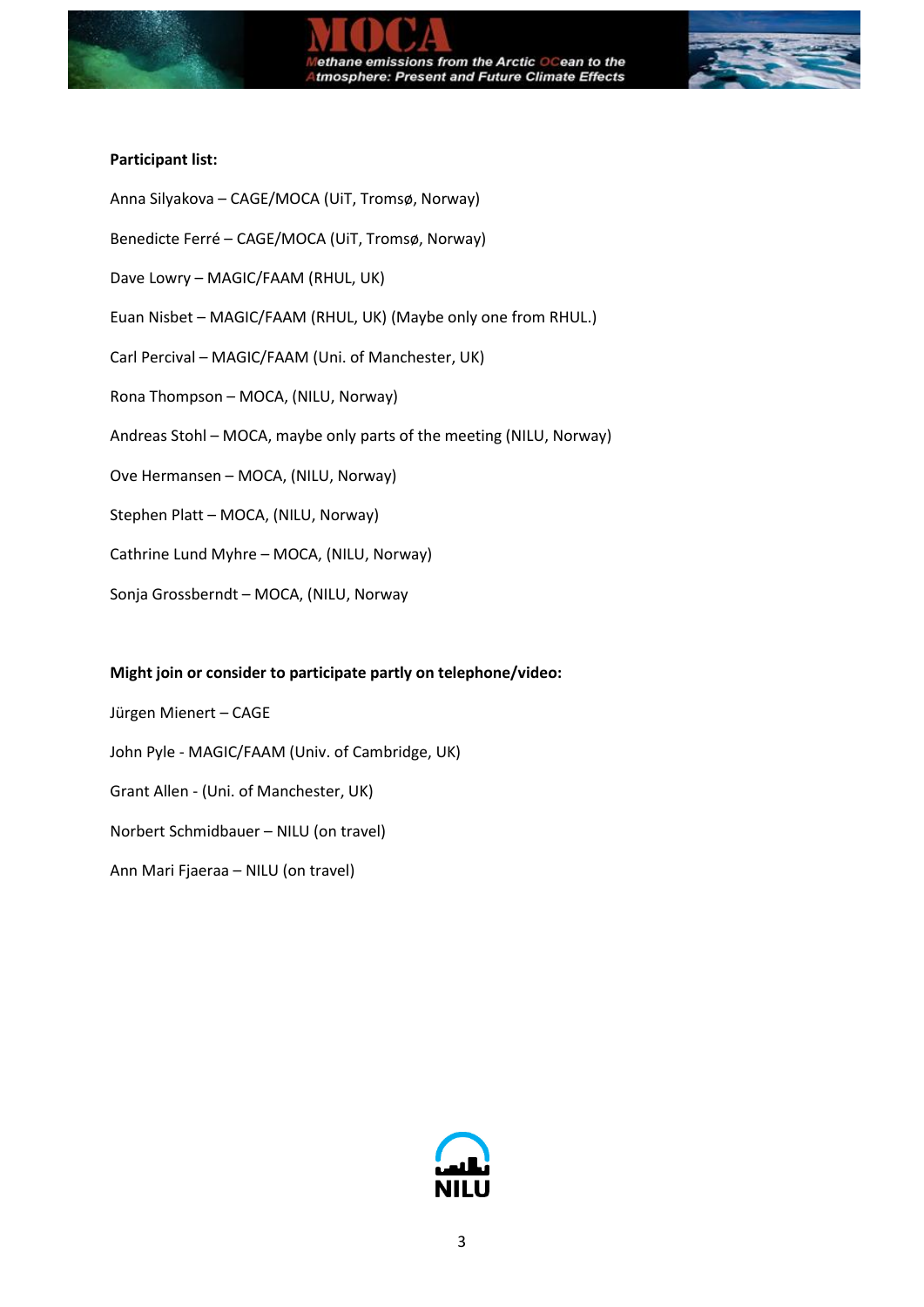**Participant list:**

Anna Silyakova – CAGE/MOCA (UiT, Tromsø, Norway)

Benedicte Ferré – CAGE/MOCA (UiT, Tromsø, Norway)

Dave Lowry – MAGIC/FAAM (RHUL, UK)

Euan Nisbet – MAGIC/FAAM (RHUL, UK) (Maybe only one from RHUL.)

Carl Percival – MAGIC/FAAM (Uni. of Manchester, UK)

Rona Thompson – MOCA, (NILU, Norway)

Andreas Stohl – MOCA, maybe only parts of the meeting (NILU, Norway)

Ove Hermansen – MOCA, (NILU, Norway)

Stephen Platt – MOCA, (NILU, Norway)

Cathrine Lund Myhre – MOCA, (NILU, Norway)

Sonja Grossberndt – MOCA, (NILU, Norway

**Might join or consider to participate partly on telephone/video:**

Jürgen Mienert – CAGE

John Pyle - MAGIC/FAAM (Univ. of Cambridge, UK)

Grant Allen - (Uni. of Manchester, UK)

Norbert Schmidbauer – NILU (on travel)

Ann Mari Fjaeraa – NILU (on travel)